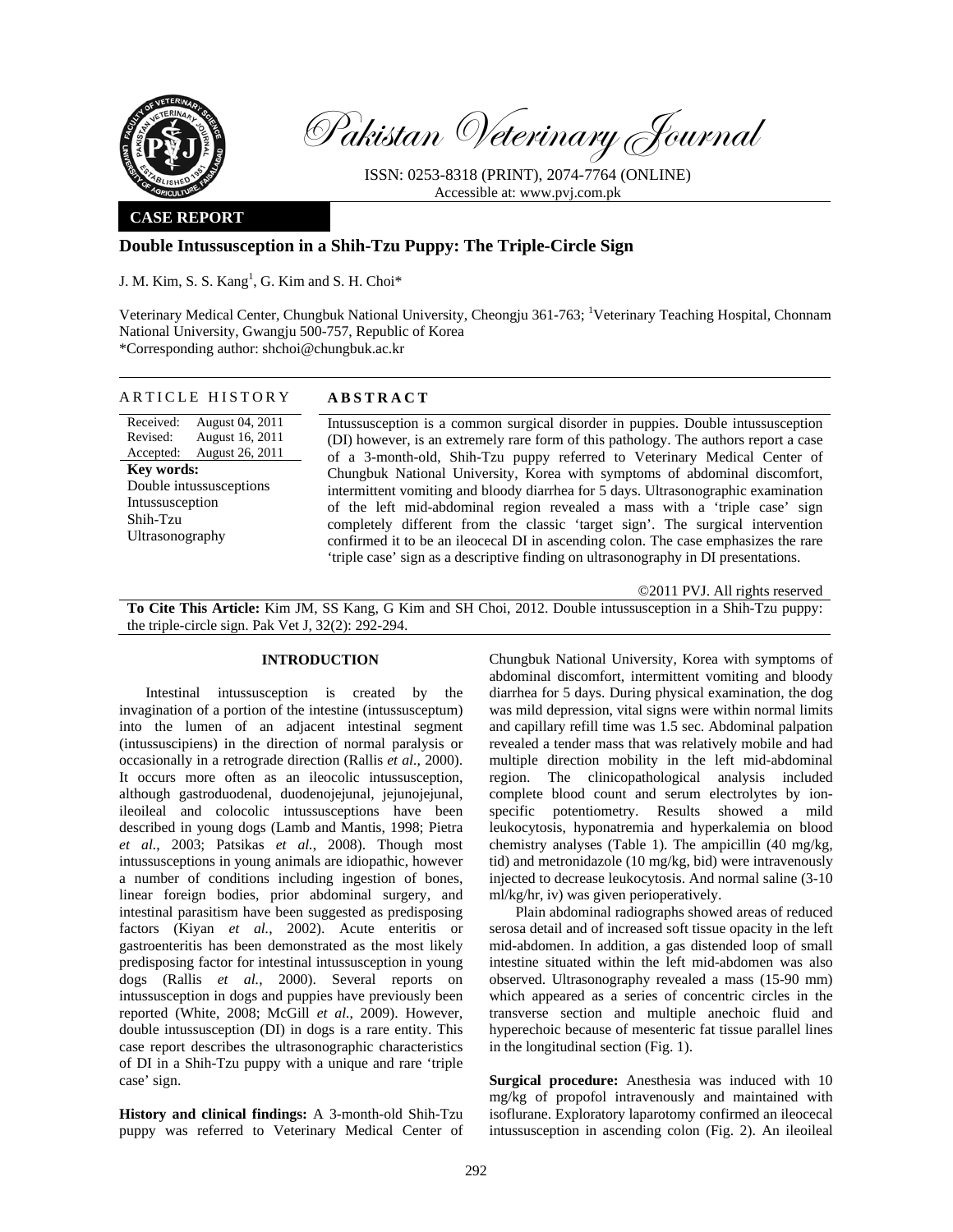# Pakistan Veterinary Journal

ISSN: 0253-8318 (PRINT), 2074-7764 (ONLINE)
Accessible at: www.pvj.com.pk

**CASE REPORT**

## Double Intussusception in a Shih-Tzu Puppy: The Triple-Circle Sign

J. M. Kim, S. S. Kang[1], G. Kim and S. H. Choi*

Veterinary Medical Center, Chungbuk National University, Cheongju 361-763; [1]Veterinary Teaching Hospital, Chonnam National University, Gwangju 500-757, Republic of Korea
*Corresponding author: shchoi@chungbuk.ac.kr

### ARTICLE HISTORY

Received: August 04, 2011
Revised: August 16, 2011
Accepted: August 26, 2011

**Key words:**
Double intussusceptions
Intussusception
Shih-Tzu
Ultrasonography

### ABSTRACT

Intussusception is a common surgical disorder in puppies. Double intussusception (DI) however, is an extremely rare form of this pathology. The authors report a case of a 3-month-old, Shih-Tzu puppy referred to Veterinary Medical Center of Chungbuk National University, Korea with symptoms of abdominal discomfort, intermittent vomiting and bloody diarrhea for 5 days. Ultrasonographic examination of the left mid-abdominal region revealed a mass with a 'triple case' sign completely different from the classic 'target sign'. The surgical intervention confirmed it to be an ileocecal DI in ascending colon. The case emphasizes the rare 'triple case' sign as a descriptive finding on ultrasonography in DI presentations.

©2011 PVJ. All rights reserved

**To Cite This Article:** Kim JM, SS Kang, G Kim and SH Choi, 2012. Double intussusception in a Shih-Tzu puppy: the triple-circle sign. Pak Vet J, 32(2): 292-294.

## INTRODUCTION

Intestinal intussusception is created by the invagination of a portion of the intestine (intussusceptum) into the lumen of an adjacent intestinal segment (intussuscipiens) in the direction of normal paralysis or occasionally in a retrograde direction (Rallis *et al*., 2000). It occurs more often as an ileocolic intussusception, although gastroduodenal, duodenojejunal, jejunojejunal, ileoileal and colocolic intussusceptions have been described in young dogs (Lamb and Mantis, 1998; Pietra *et al*., 2003; Patsikas *et al*., 2008). Though most intussusceptions in young animals are idiopathic, however a number of conditions including ingestion of bones, linear foreign bodies, prior abdominal surgery, and intestinal parasitism have been suggested as predisposing factors (Kiyan *et al*., 2002). Acute enteritis or gastroenteritis has been demonstrated as the most likely predisposing factor for intestinal intussusception in young dogs (Rallis *et al*., 2000). Several reports on intussusception in dogs and puppies have previously been reported (White, 2008; McGill *et al*., 2009). However, double intussusception (DI) in dogs is a rare entity. This case report describes the ultrasonographic characteristics of DI in a Shih-Tzu puppy with a unique and rare 'triple case' sign.

**History and clinical findings:** A 3-month-old Shih-Tzu puppy was referred to Veterinary Medical Center of Chungbuk National University, Korea with symptoms of abdominal discomfort, intermittent vomiting and bloody diarrhea for 5 days. During physical examination, the dog was mild depression, vital signs were within normal limits and capillary refill time was 1.5 sec. Abdominal palpation revealed a tender mass that was relatively mobile and had multiple direction mobility in the left mid-abdominal region. The clinicopathological analysis included complete blood count and serum electrolytes by ion-specific potentiometry. Results showed a mild leukocytosis, hyponatremia and hyperkalemia on blood chemistry analyses (Table 1). The ampicillin (40 mg/kg, tid) and metronidazole (10 mg/kg, bid) were intravenously injected to decrease leukocytosis. And normal saline (3-10 ml/kg/hr, iv) was given perioperatively.

Plain abdominal radiographs showed areas of reduced serosa detail and of increased soft tissue opacity in the left mid-abdomen. In addition, a gas distended loop of small intestine situated within the left mid-abdomen was also observed. Ultrasonography revealed a mass (15-90 mm) which appeared as a series of concentric circles in the transverse section and multiple anechoic fluid and hyperechoic because of mesenteric fat tissue parallel lines in the longitudinal section (Fig. 1).

**Surgical procedure:** Anesthesia was induced with 10 mg/kg of propofol intravenously and maintained with isoflurane. Exploratory laparotomy confirmed an ileocecal intussusception in ascending colon (Fig. 2). An ileoileal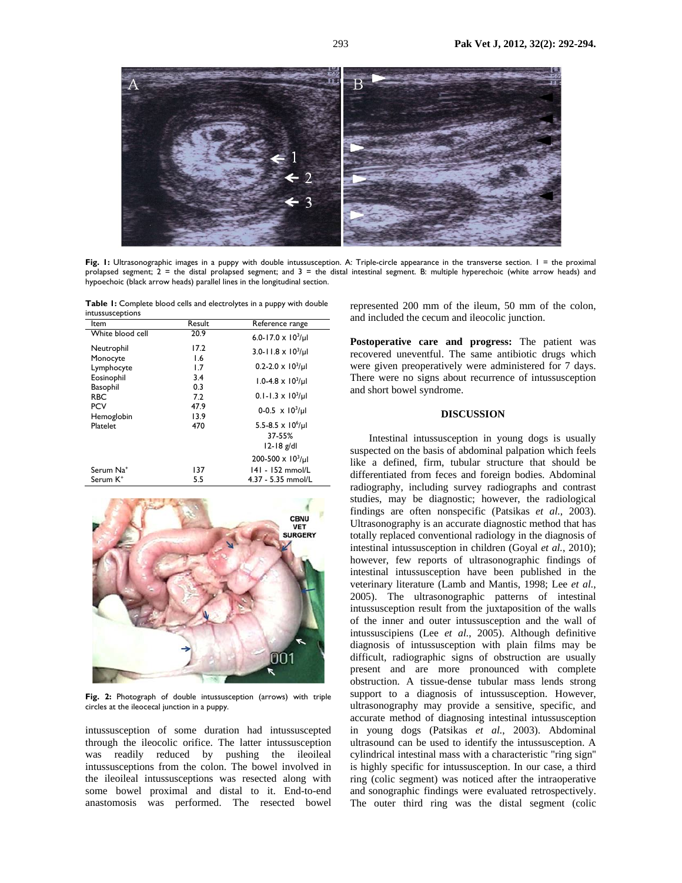Fig. 1: Ultrasonographic images in a puppy with double intussusception. A: Triple-circle appearance in the transverse section. 1 = the proximal prolapsed segment; 2 = the distal prolapsed segment; and 3 = the distal intestinal segment. B: multiple hyperechoic (white arrow heads) and hypoechoic (black arrow heads) parallel lines in the longitudinal section.

**Table 1:** Complete blood cells and electrolytes in a puppy with double intussusceptions

| Item | Result | Reference range |
|---|---|---|
| White blood cell | 20.9 | 6.0-17.0 x $10^3$/μl |
| Neutrophil | 17.2 | 3.0-11.8 x $10^3$/μl |
| Monocyte | 1.6 | |
| Lymphocyte | 1.7 | 0.2-2.0 x $10^3$/μl |
| Eosinophil | 3.4 | 1.0-4.8 x $10^3$/μl |
| Basophil | 0.3 | |
| RBC | 7.2 | 0.1-1.3 x $10^3$/μl |
| PCV | 47.9 | 0-0.5 x $10^3$/μl |
| Hemoglobin | 13.9 | |
| Platelet | 470 | 5.5-8.5 x $10^6$/μl |
| | | 37-55% |
| | | 12-18 g/dl |
| | | 200-500 x $10^3$/μl |
| Serum $Na^+$ | 137 | 141 - 152 mmol/L |
| Serum $K^+$ | 5.5 | 4.37 - 5.35 mmol/L |

Fig. 2: Photograph of double intussusception (arrows) with triple circles at the ileocecal junction in a puppy.

intussusception of some duration had intussuscepted through the ileocolic orifice. The latter intussusception was readily reduced by pushing the ileoileal intussusceptions from the colon. The bowel involved in the ileoileal intussusceptions was resected along with some bowel proximal and distal to it. End-to-end anastomosis was performed. The resected bowel represented 200 mm of the ileum, 50 mm of the colon, and included the cecum and ileocolic junction.

**Postoperative care and progress:** The patient was recovered uneventful. The same antibiotic drugs which were given preoperatively were administered for 7 days. There were no signs about recurrence of intussusception and short bowel syndrome.

## DISCUSSION

Intestinal intussusception in young dogs is usually suspected on the basis of abdominal palpation which feels like a defined, firm, tubular structure that should be differentiated from feces and foreign bodies. Abdominal radiography, including survey radiographs and contrast studies, may be diagnostic; however, the radiological findings are often nonspecific (Patsikas *et al.*, 2003). Ultrasonography is an accurate diagnostic method that has totally replaced conventional radiology in the diagnosis of intestinal intussusception in children (Goyal *et al.*, 2010); however, few reports of ultrasonographic findings of intestinal intussusception have been published in the veterinary literature (Lamb and Mantis, 1998; Lee *et al.*, 2005). The ultrasonographic patterns of intestinal intussusception result from the juxtaposition of the walls of the inner and outer intussusception and the wall of intussuscipiens (Lee *et al.*, 2005). Although definitive diagnosis of intussusception with plain films may be difficult, radiographic signs of obstruction are usually present and are more pronounced with complete obstruction. A tissue-dense tubular mass lends strong support to a diagnosis of intussusception. However, ultrasonography may provide a sensitive, specific, and accurate method of diagnosing intestinal intussusception in young dogs (Patsikas *et al.*, 2003). Abdominal ultrasound can be used to identify the intussusception. A cylindrical intestinal mass with a characteristic "ring sign" is highly specific for intussusception. In our case, a third ring (colic segment) was noticed after the intraoperative and sonographic findings were evaluated retrospectively. The outer third ring was the distal segment (colic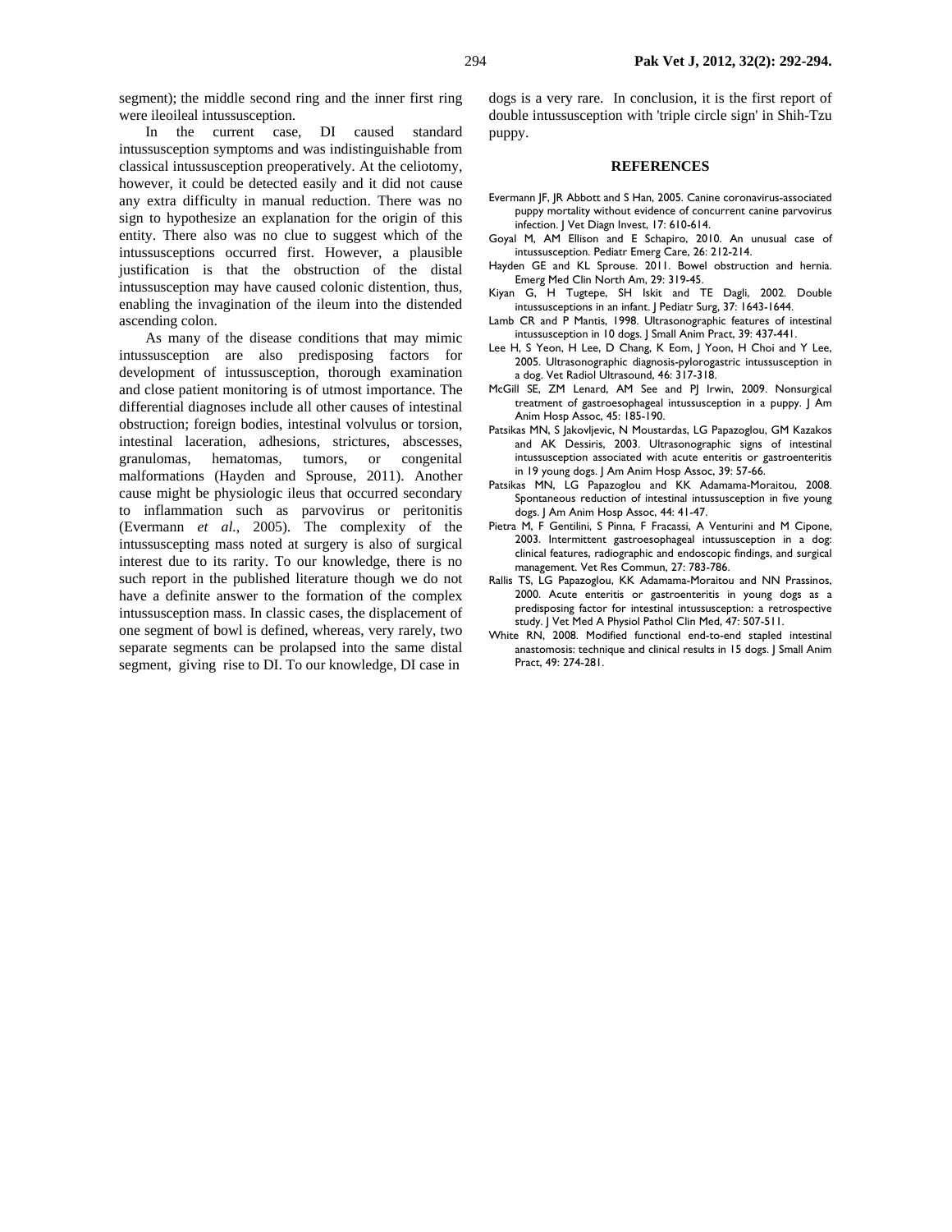segment); the middle second ring and the inner first ring were ileoileal intussusception.

In the current case, DI caused standard intussusception symptoms and was indistinguishable from classical intussusception preoperatively. At the celiotomy, however, it could be detected easily and it did not cause any extra difficulty in manual reduction. There was no sign to hypothesize an explanation for the origin of this entity. There also was no clue to suggest which of the intussusceptions occurred first. However, a plausible justification is that the obstruction of the distal intussusception may have caused colonic distention, thus, enabling the invagination of the ileum into the distended ascending colon.

As many of the disease conditions that may mimic intussusception are also predisposing factors for development of intussusception, thorough examination and close patient monitoring is of utmost importance. The differential diagnoses include all other causes of intestinal obstruction; foreign bodies, intestinal volvulus or torsion, intestinal laceration, adhesions, strictures, abscesses, granulomas, hematomas, tumors, or congenital malformations (Hayden and Sprouse, 2011). Another cause might be physiologic ileus that occurred secondary to inflammation such as parvovirus or peritonitis (Evermann *et al.*, 2005). The complexity of the intussuscepting mass noted at surgery is also of surgical interest due to its rarity. To our knowledge, there is no such report in the published literature though we do not have a definite answer to the formation of the complex intussusception mass. In classic cases, the displacement of one segment of bowl is defined, whereas, very rarely, two separate segments can be prolapsed into the same distal segment, giving rise to DI. To our knowledge, DI case in dogs is a very rare. In conclusion, it is the first report of double intussusception with 'triple circle sign' in Shih-Tzu puppy.

## REFERENCES

Evermann JF, JR Abbott and S Han, 2005. Canine coronavirus-associated puppy mortality without evidence of concurrent canine parvovirus infection. J Vet Diagn Invest, 17: 610-614.

Goyal M, AM Ellison and E Schapiro, 2010. An unusual case of intussusception. Pediatr Emerg Care, 26: 212-214.

Hayden GE and KL Sprouse. 2011. Bowel obstruction and hernia. Emerg Med Clin North Am, 29: 319-45.

Kiyan G, H Tugtepe, SH Iskit and TE Dagli, 2002. Double intussusceptions in an infant. J Pediatr Surg, 37: 1643-1644.

Lamb CR and P Mantis, 1998. Ultrasonographic features of intestinal intussusception in 10 dogs. J Small Anim Pract, 39: 437-441.

Lee H, S Yeon, H Lee, D Chang, K Eom, J Yoon, H Choi and Y Lee, 2005. Ultrasonographic diagnosis-pylorogastric intussusception in a dog. Vet Radiol Ultrasound, 46: 317-318.

McGill SE, ZM Lenard, AM See and PJ Irwin, 2009. Nonsurgical treatment of gastroesophageal intussusception in a puppy. J Am Anim Hosp Assoc, 45: 185-190.

Patsikas MN, S Jakovljevic, N Moustardas, LG Papazoglou, GM Kazakos and AK Dessiris, 2003. Ultrasonographic signs of intestinal intussusception associated with acute enteritis or gastroenteritis in 19 young dogs. J Am Anim Hosp Assoc, 39: 57-66.

Patsikas MN, LG Papazoglou and KK Adamama-Moraitou, 2008. Spontaneous reduction of intestinal intussusception in five young dogs. J Am Anim Hosp Assoc, 44: 41-47.

Pietra M, F Gentilini, S Pinna, F Fracassi, A Venturini and M Cipone, 2003. Intermittent gastroesophageal intussusception in a dog: clinical features, radiographic and endoscopic findings, and surgical management. Vet Res Commun, 27: 783-786.

Rallis TS, LG Papazoglou, KK Adamama-Moraitou and NN Prassinos, 2000. Acute enteritis or gastroenteritis in young dogs as a predisposing factor for intestinal intussusception: a retrospective study. J Vet Med A Physiol Pathol Clin Med, 47: 507-511.

White RN, 2008. Modified functional end-to-end stapled intestinal anastomosis: technique and clinical results in 15 dogs. J Small Anim Pract, 49: 274-281.